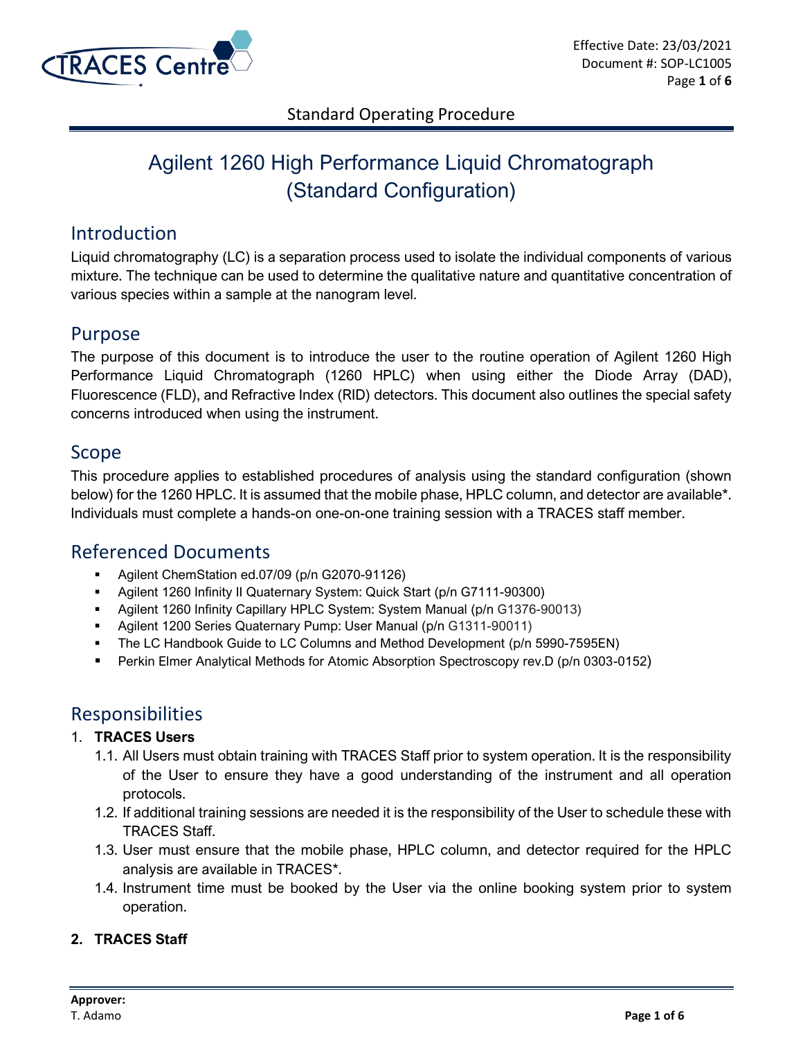Effective Date: 23/03/2021
Document #: SOP-LC1005

Standard Operating Procedure

# Agilent 1260 High Performance Liquid Chromatograph (Standard Configuration)

## Introduction

Liquid chromatography (LC) is a separation process used to isolate the individual components of various mixture. The technique can be used to determine the qualitative nature and quantitative concentration of various species within a sample at the nanogram level.

## Purpose

The purpose of this document is to introduce the user to the routine operation of Agilent 1260 High Performance Liquid Chromatograph (1260 HPLC) when using either the Diode Array (DAD), Fluorescence (FLD), and Refractive Index (RID) detectors. This document also outlines the special safety concerns introduced when using the instrument.

## Scope

This procedure applies to established procedures of analysis using the standard configuration (shown below) for the 1260 HPLC. It is assumed that the mobile phase, HPLC column, and detector are available*. Individuals must complete a hands-on one-on-one training session with a TRACES staff member.

## Referenced Documents

- Agilent ChemStation ed.07/09 (p/n G2070-91126)
- Agilent 1260 Infinity II Quaternary System: Quick Start (p/n G7111-90300)
- Agilent 1260 Infinity Capillary HPLC System: System Manual (p/n G1376-90013)
- Agilent 1200 Series Quaternary Pump: User Manual (p/n G1311-90011)
- The LC Handbook Guide to LC Columns and Method Development (p/n 5990-7595EN)
- Perkin Elmer Analytical Methods for Atomic Absorption Spectroscopy rev.D (p/n 0303-0152)

## Responsibilities

1. **TRACES Users**
   1.1. All Users must obtain training with TRACES Staff prior to system operation. It is the responsibility of the User to ensure they have a good understanding of the instrument and all operation protocols.
   1.2. If additional training sessions are needed it is the responsibility of the User to schedule these with TRACES Staff.
   1.3. User must ensure that the mobile phase, HPLC column, and detector required for the HPLC analysis are available in TRACES*.
   1.4. Instrument time must be booked by the User via the online booking system prior to system operation.

2. **TRACES Staff**

**Approver:**
T. Adamo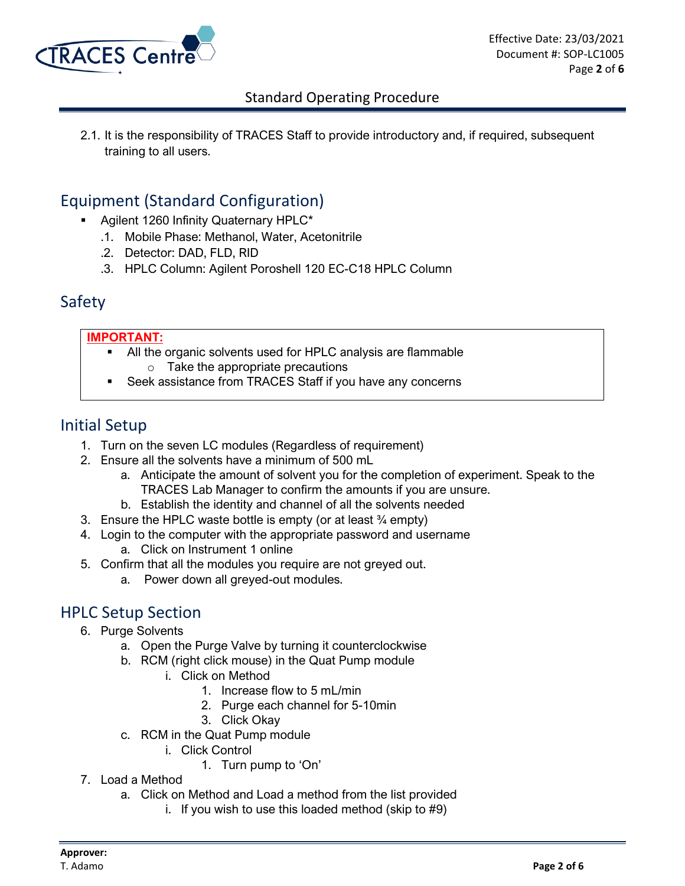2.1. It is the responsibility of TRACES Staff to provide introductory and, if required, subsequent training to all users.

## Equipment (Standard Configuration)

- Agilent 1260 Infinity Quaternary HPLC*
  - .1. Mobile Phase: Methanol, Water, Acetonitrile
  - .2. Detector: DAD, FLD, RID
  - .3. HPLC Column: Agilent Poroshell 120 EC-C18 HPLC Column

## Safety

**IMPORTANT:**

- All the organic solvents used for HPLC analysis are flammable
  - Take the appropriate precautions
- Seek assistance from TRACES Staff if you have any concerns

## Initial Setup

1. Turn on the seven LC modules (Regardless of requirement)
2. Ensure all the solvents have a minimum of 500 mL
   a. Anticipate the amount of solvent you for the completion of experiment. Speak to the TRACES Lab Manager to confirm the amounts if you are unsure.
   b. Establish the identity and channel of all the solvents needed
3. Ensure the HPLC waste bottle is empty (or at least ¾ empty)
4. Login to the computer with the appropriate password and username
   a. Click on Instrument 1 online
5. Confirm that all the modules you require are not greyed out.
   a. Power down all greyed-out modules.

## HPLC Setup Section

6. Purge Solvents
   a. Open the Purge Valve by turning it counterclockwise
   b. RCM (right click mouse) in the Quat Pump module
      i. Click on Method
         1. Increase flow to 5 mL/min
         2. Purge each channel for 5-10min
         3. Click Okay
   c. RCM in the Quat Pump module
      i. Click Control
         1. Turn pump to 'On'
7. Load a Method
   a. Click on Method and Load a method from the list provided
      i. If you wish to use this loaded method (skip to #9)

**Approver:**
T. Adamo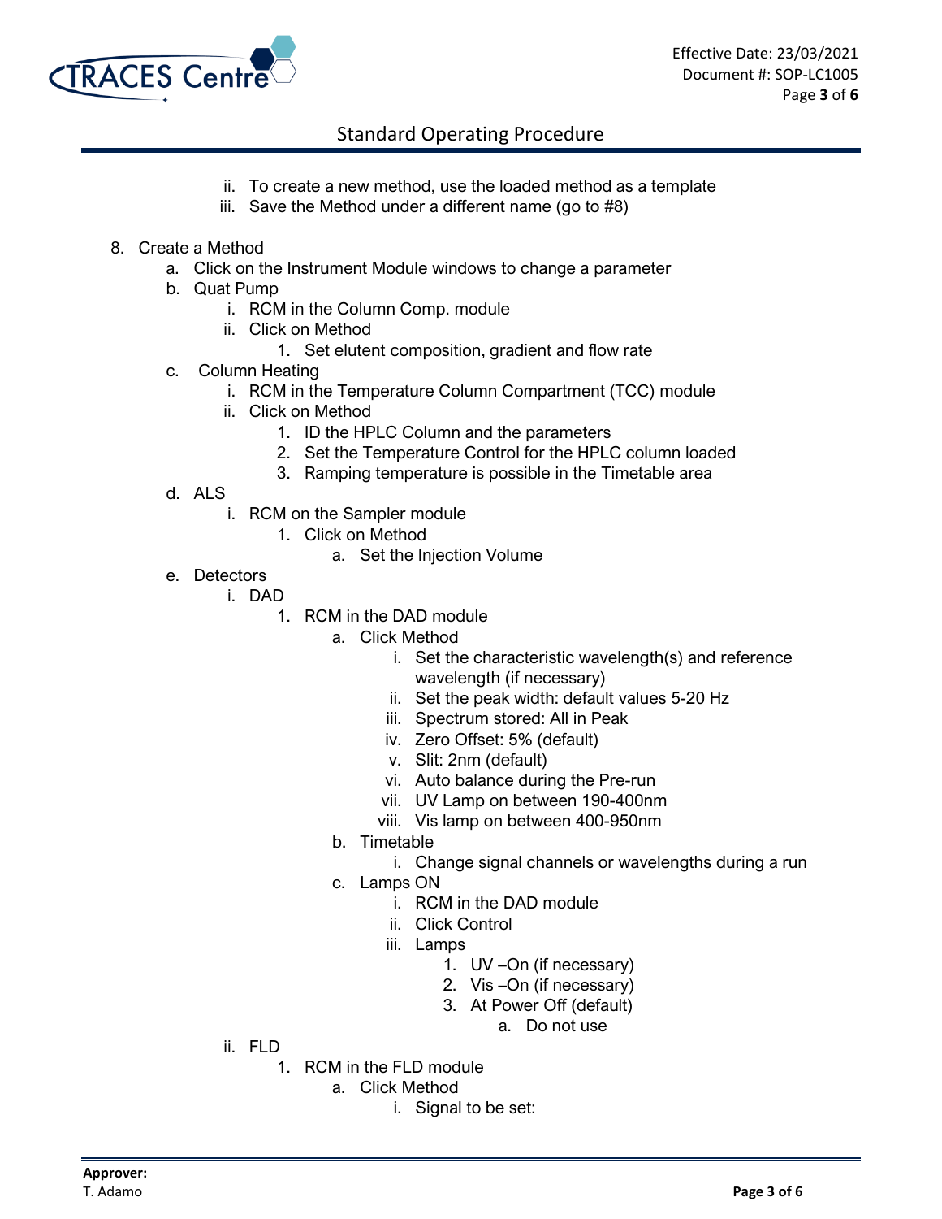ii. To create a new method, use the loaded method as a template
   iii. Save the Method under a different name (go to #8)

8. Create a Method
   a. Click on the Instrument Module windows to change a parameter
   b. Quat Pump
      i. RCM in the Column Comp. module
      ii. Click on Method
         1. Set elutent composition, gradient and flow rate
   c. Column Heating
      i. RCM in the Temperature Column Compartment (TCC) module
      ii. Click on Method
         1. ID the HPLC Column and the parameters
         2. Set the Temperature Control for the HPLC column loaded
         3. Ramping temperature is possible in the Timetable area
   d. ALS
      i. RCM on the Sampler module
         1. Click on Method
            a. Set the Injection Volume
   e. Detectors
      i. DAD
         1. RCM in the DAD module
            a. Click Method
               i. Set the characteristic wavelength(s) and reference wavelength (if necessary)
               ii. Set the peak width: default values 5-20 Hz
               iii. Spectrum stored: All in Peak
               iv. Zero Offset: 5% (default)
               v. Slit: 2nm (default)
               vi. Auto balance during the Pre-run
               vii. UV Lamp on between 190-400nm
               viii. Vis lamp on between 400-950nm
            b. Timetable
               i. Change signal channels or wavelengths during a run
            c. Lamps ON
               i. RCM in the DAD module
               ii. Click Control
               iii. Lamps
                  1. UV –On (if necessary)
                  2. Vis –On (if necessary)
                  3. At Power Off (default)
                     a. Do not use
      ii. FLD
         1. RCM in the FLD module
            a. Click Method
               i. Signal to be set: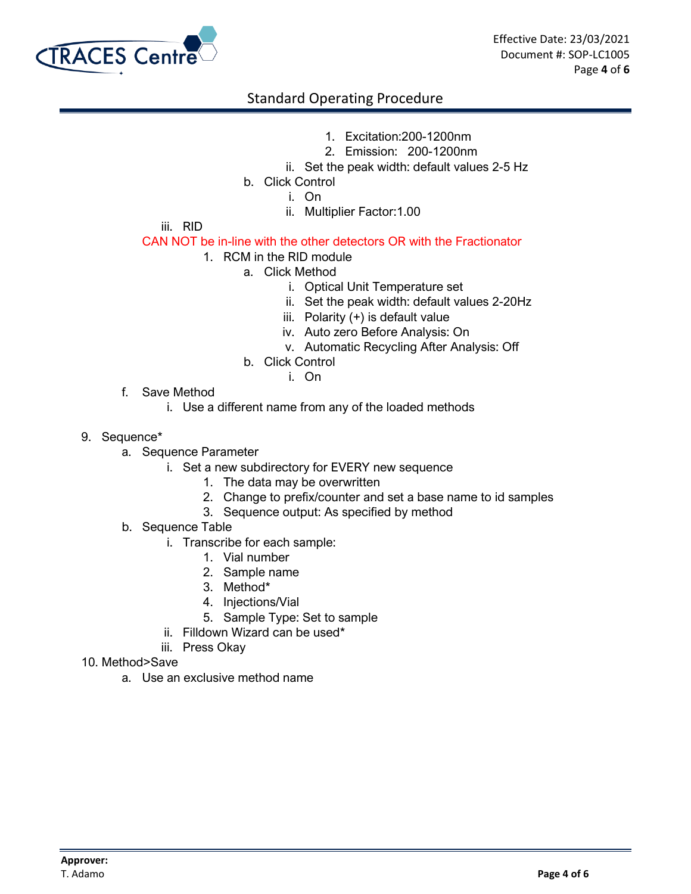1. Excitation:200-1200nm
            2. Emission: 200-1200nm
         ii. Set the peak width: default values 2-5 Hz
      b. Click Control
         i. On
         ii. Multiplier Factor:1.00

   iii. RID

   CAN NOT be in-line with the other detectors OR with the Fractionator

   1. RCM in the RID module
      a. Click Method
         i. Optical Unit Temperature set
         ii. Set the peak width: default values 2-20Hz
         iii. Polarity (+) is default value
         iv. Auto zero Before Analysis: On
         v. Automatic Recycling After Analysis: Off
      b. Click Control
         i. On

f. Save Method
   i. Use a different name from any of the loaded methods

9. Sequence*
   a. Sequence Parameter
      i. Set a new subdirectory for EVERY new sequence
         1. The data may be overwritten
         2. Change to prefix/counter and set a base name to id samples
         3. Sequence output: As specified by method
   b. Sequence Table
      i. Transcribe for each sample:
         1. Vial number
         2. Sample name
         3. Method*
         4. Injections/Vial
         5. Sample Type: Set to sample
      ii. Filldown Wizard can be used*
      iii. Press Okay
10. Method>Save
    a. Use an exclusive method name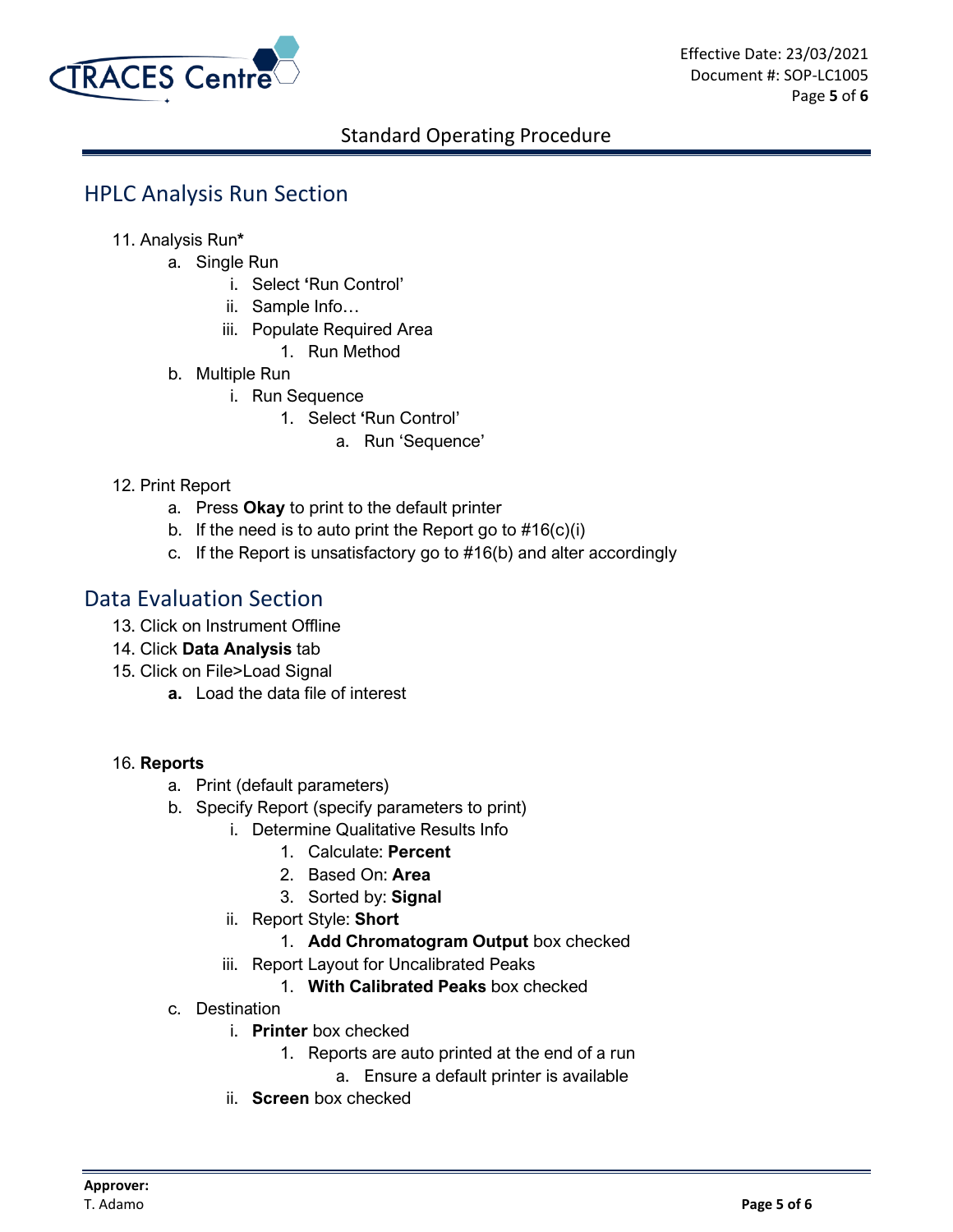## HPLC Analysis Run Section

11. Analysis Run*
    a. Single Run
        i. Select 'Run Control'
        ii. Sample Info…
        iii. Populate Required Area
            1. Run Method
    b. Multiple Run
        i. Run Sequence
            1. Select 'Run Control'
                a. Run 'Sequence'

12. Print Report
    a. Press **Okay** to print to the default printer
    b. If the need is to auto print the Report go to #16(c)(i)
    c. If the Report is unsatisfactory go to #16(b) and alter accordingly

## Data Evaluation Section

13. Click on Instrument Offline
14. Click **Data Analysis** tab
15. Click on File>Load Signal
    **a.** Load the data file of interest

16. **Reports**
    a. Print (default parameters)
    b. Specify Report (specify parameters to print)
        i. Determine Qualitative Results Info
            1. Calculate: **Percent**
            2. Based On: **Area**
            3. Sorted by: **Signal**
        ii. Report Style: **Short**
            1. **Add Chromatogram Output** box checked
        iii. Report Layout for Uncalibrated Peaks
            1. **With Calibrated Peaks** box checked
    c. Destination
        i. **Printer** box checked
            1. Reports are auto printed at the end of a run
                a. Ensure a default printer is available
        ii. **Screen** box checked

**Approver:**
T. Adamo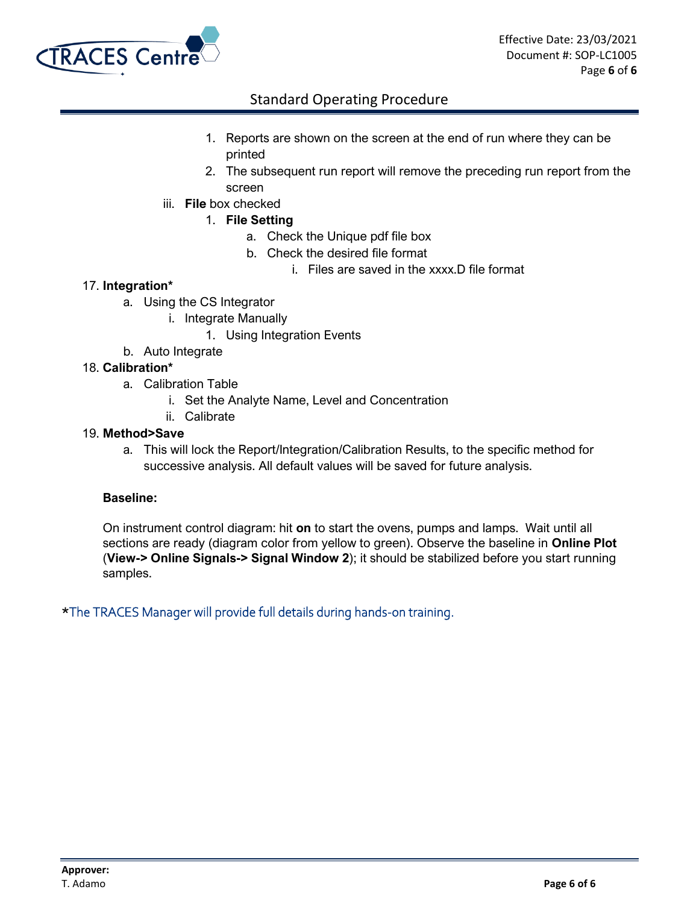1. Reports are shown on the screen at the end of run where they can be printed
2. The subsequent run report will remove the preceding run report from the screen

iii. **File** box checked

1. **File Setting**
    a. Check the Unique pdf file box
    b. Check the desired file format
        i. Files are saved in the xxxx.D file format

17. **Integration***
    a. Using the CS Integrator
        i. Integrate Manually
            1. Using Integration Events
    b. Auto Integrate
18. **Calibration***
    a. Calibration Table
        i. Set the Analyte Name, Level and Concentration
        ii. Calibrate
19. **Method>Save**
    a. This will lock the Report/Integration/Calibration Results, to the specific method for successive analysis. All default values will be saved for future analysis.

**Baseline:**

On instrument control diagram: hit **on** to start the ovens, pumps and lamps. Wait until all sections are ready (diagram color from yellow to green). Observe the baseline in **Online Plot** (**View-> Online Signals-> Signal Window 2**); it should be stabilized before you start running samples.

*The TRACES Manager will provide full details during hands-on training.

**Approver:**
T. Adamo